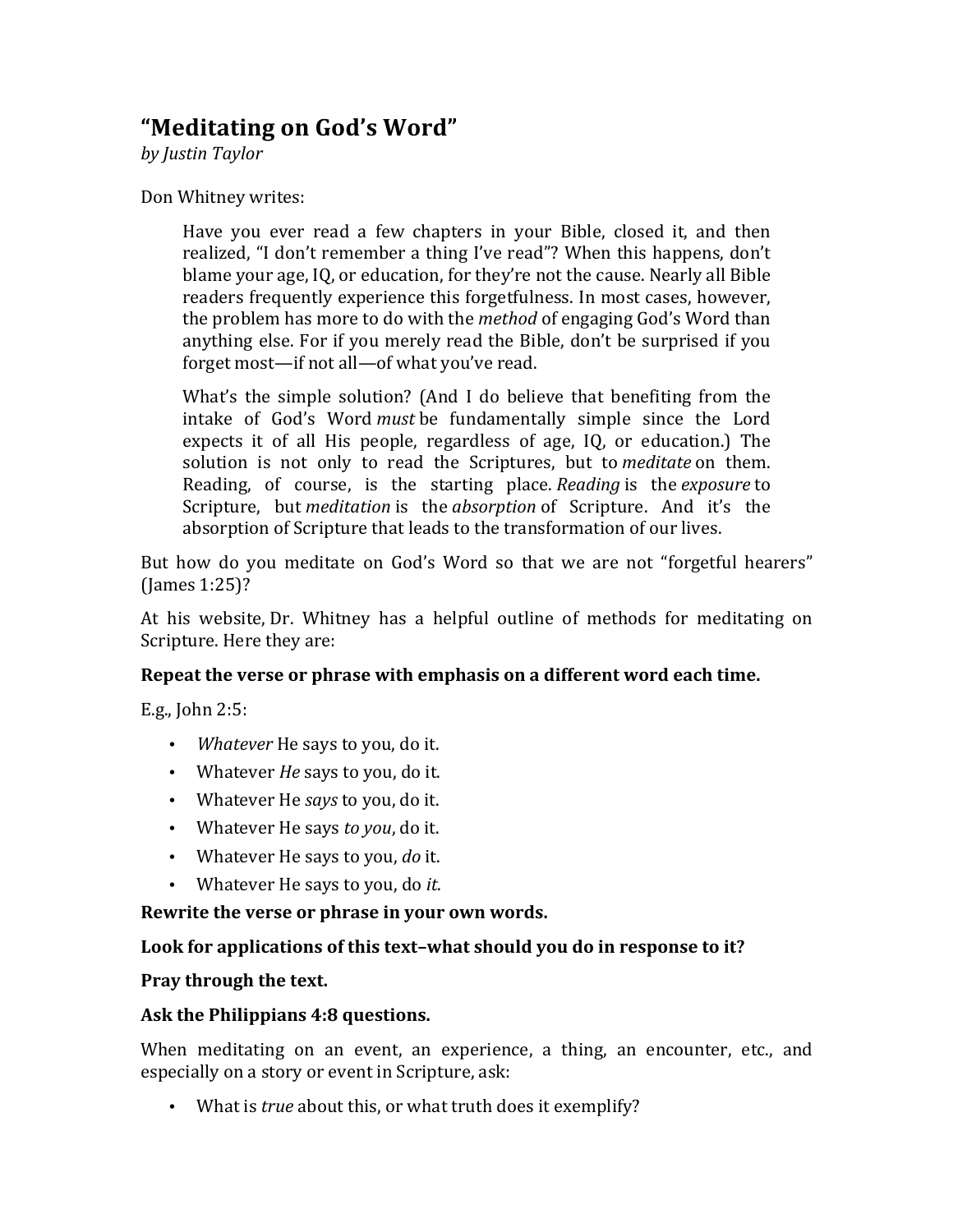# “Meditating on God’s Word”

*by Justin Taylor*

Don Whitney writes:

> Have you ever read a few chapters in your Bible, closed it, and then realized, “I don’t remember a thing I’ve read”? When this happens, don’t blame your age, IQ, or education, for they’re not the cause. Nearly all Bible readers frequently experience this forgetfulness. In most cases, however, the problem has more to do with the *method* of engaging God’s Word than anything else. For if you merely read the Bible, don’t be surprised if you forget most—if not all—of what you’ve read.
>
> What’s the simple solution? (And I do believe that benefiting from the intake of God’s Word *must* be fundamentally simple since the Lord expects it of all His people, regardless of age, IQ, or education.) The solution is not only to read the Scriptures, but to *meditate* on them. Reading, of course, is the starting place. *Reading* is the *exposure* to Scripture, but *meditation* is the *absorption* of Scripture. And it’s the absorption of Scripture that leads to the transformation of our lives.

But how do you meditate on God’s Word so that we are not “forgetful hearers” (James 1:25)?

At his website, Dr. Whitney has a helpful outline of methods for meditating on Scripture. Here they are:

**Repeat the verse or phrase with emphasis on a different word each time.**

E.g., John 2:5:

- *Whatever* He says to you, do it.
- Whatever *He* says to you, do it.
- Whatever He *says* to you, do it.
- Whatever He says *to you*, do it.
- Whatever He says to you, *do* it.
- Whatever He says to you, do *it*.

**Rewrite the verse or phrase in your own words.**

**Look for applications of this text–what should you do in response to it?**

**Pray through the text.**

**Ask the Philippians 4:8 questions.**

When meditating on an event, an experience, a thing, an encounter, etc., and especially on a story or event in Scripture, ask:

- What is *true* about this, or what truth does it exemplify?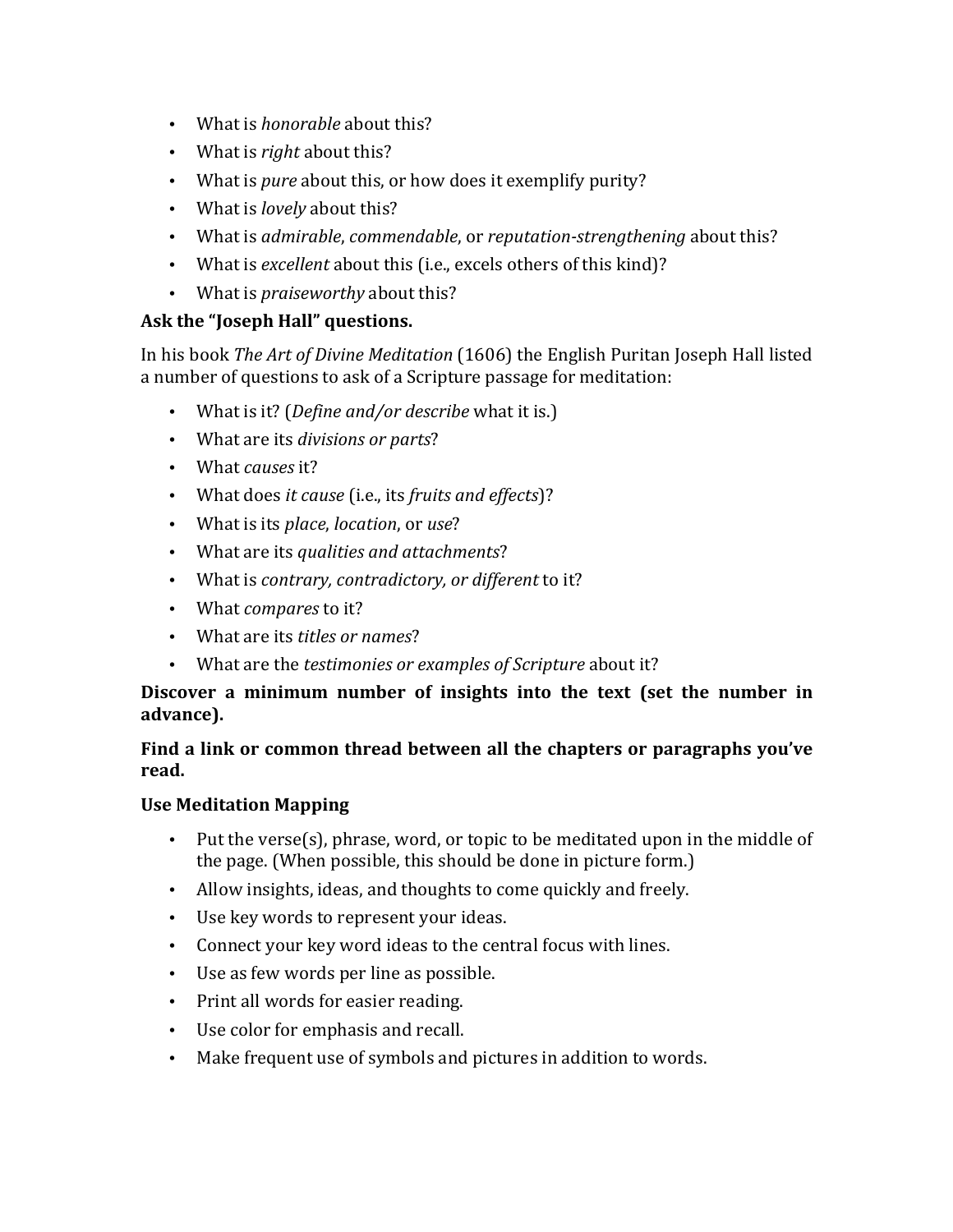- What is *honorable* about this?
- What is *right* about this?
- What is *pure* about this, or how does it exemplify purity?
- What is *lovely* about this?
- What is *admirable*, *commendable*, or *reputation-strengthening* about this?
- What is *excellent* about this (i.e., excels others of this kind)?
- What is *praiseworthy* about this?

**Ask the "Joseph Hall" questions.**

In his book *The Art of Divine Meditation* (1606) the English Puritan Joseph Hall listed a number of questions to ask of a Scripture passage for meditation:

- What is it? (*Define and/or describe* what it is.)
- What are its *divisions or parts*?
- What *causes* it?
- What does *it cause* (i.e., its *fruits and effects*)?
- What is its *place*, *location*, or *use*?
- What are its *qualities and attachments*?
- What is *contrary, contradictory, or different* to it?
- What *compares* to it?
- What are its *titles or names*?
- What are the *testimonies or examples of Scripture* about it?

**Discover a minimum number of insights into the text (set the number in advance).**

**Find a link or common thread between all the chapters or paragraphs you've read.**

**Use Meditation Mapping**

- Put the verse(s), phrase, word, or topic to be meditated upon in the middle of the page. (When possible, this should be done in picture form.)
- Allow insights, ideas, and thoughts to come quickly and freely.
- Use key words to represent your ideas.
- Connect your key word ideas to the central focus with lines.
- Use as few words per line as possible.
- Print all words for easier reading.
- Use color for emphasis and recall.
- Make frequent use of symbols and pictures in addition to words.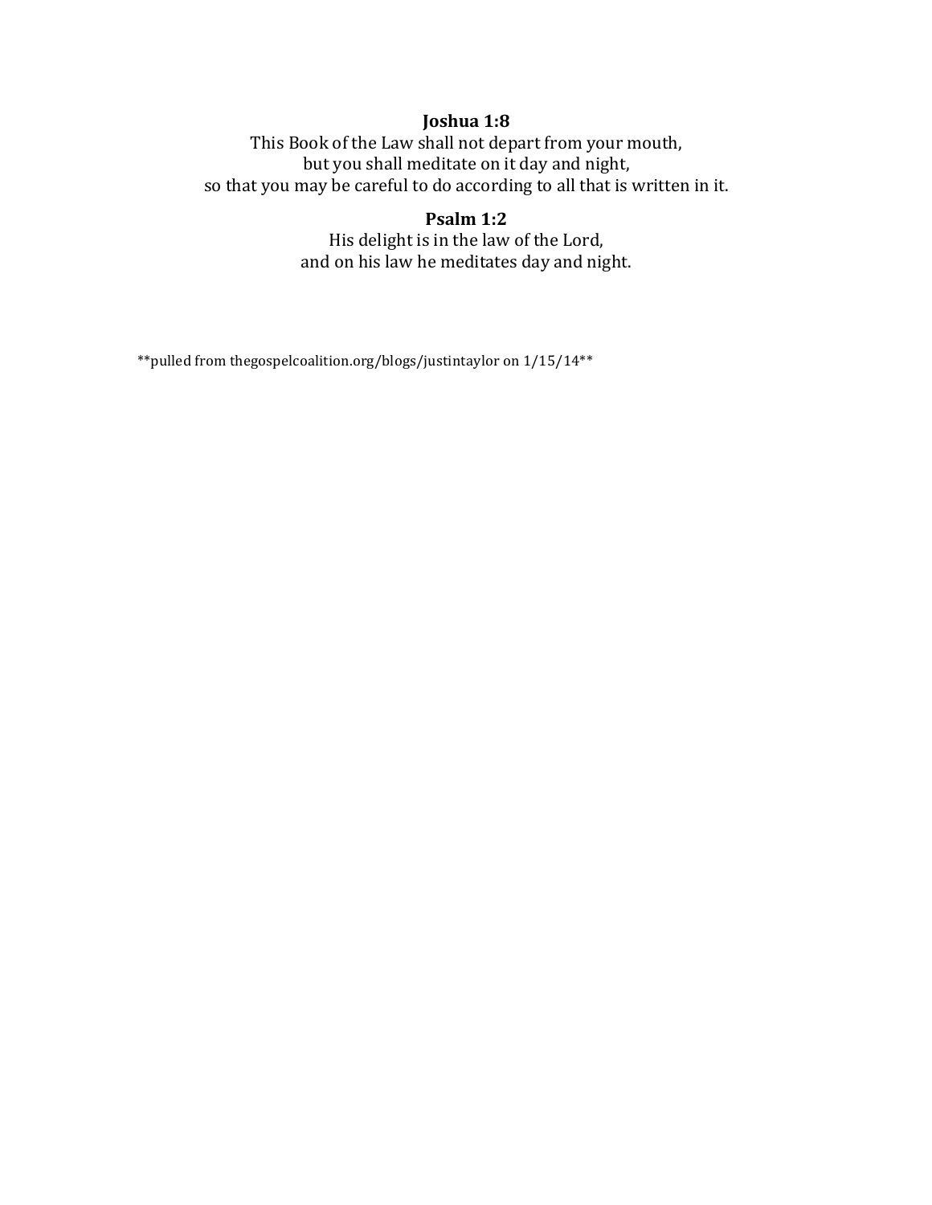**Joshua 1:8**

This Book of the Law shall not depart from your mouth,
but you shall meditate on it day and night,
so that you may be careful to do according to all that is written in it.

**Psalm 1:2**

His delight is in the law of the Lord,
and on his law he meditates day and night.

**pulled from thegospelcoalition.org/blogs/justintaylor on 1/15/14**